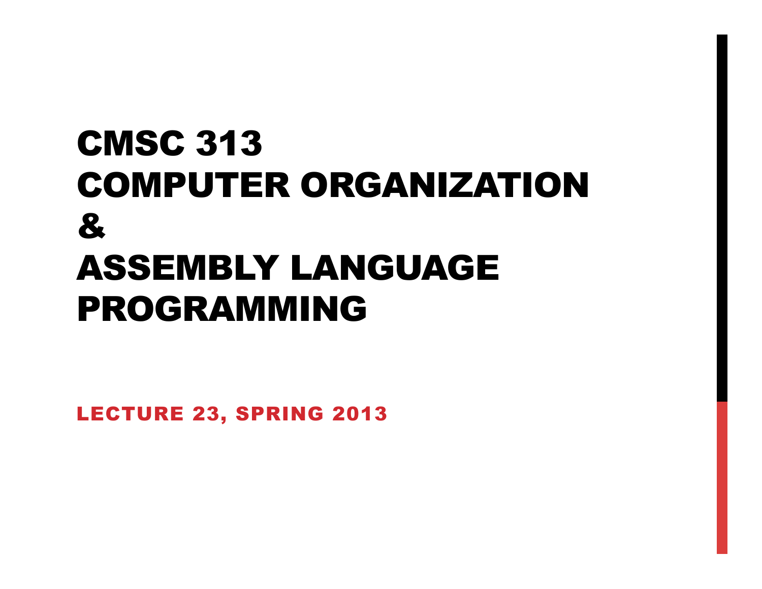# CMSC 313 COMPUTER ORGANIZATION & ASSEMBLY LANGUAGE PROGRAMMING

LECTURE 23, SPRING 2013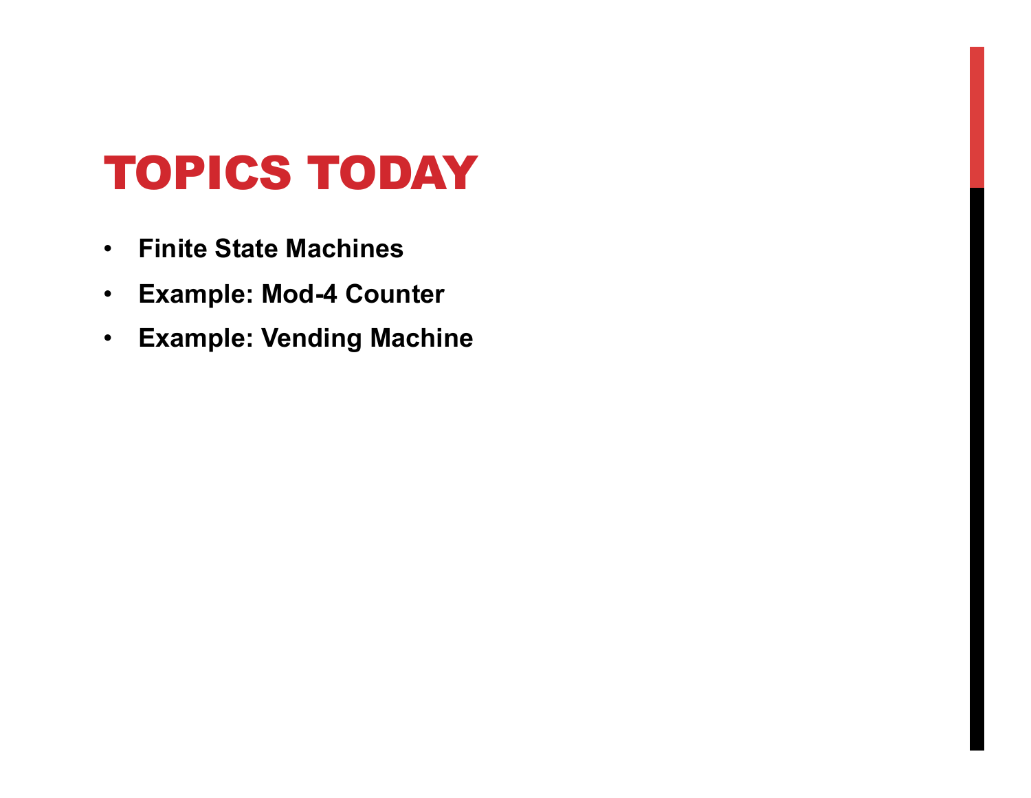# TOPICS TODAY

- **Finite State Machines**
- **Example: Mod-4 Counter**
- **Example: Vending Machine**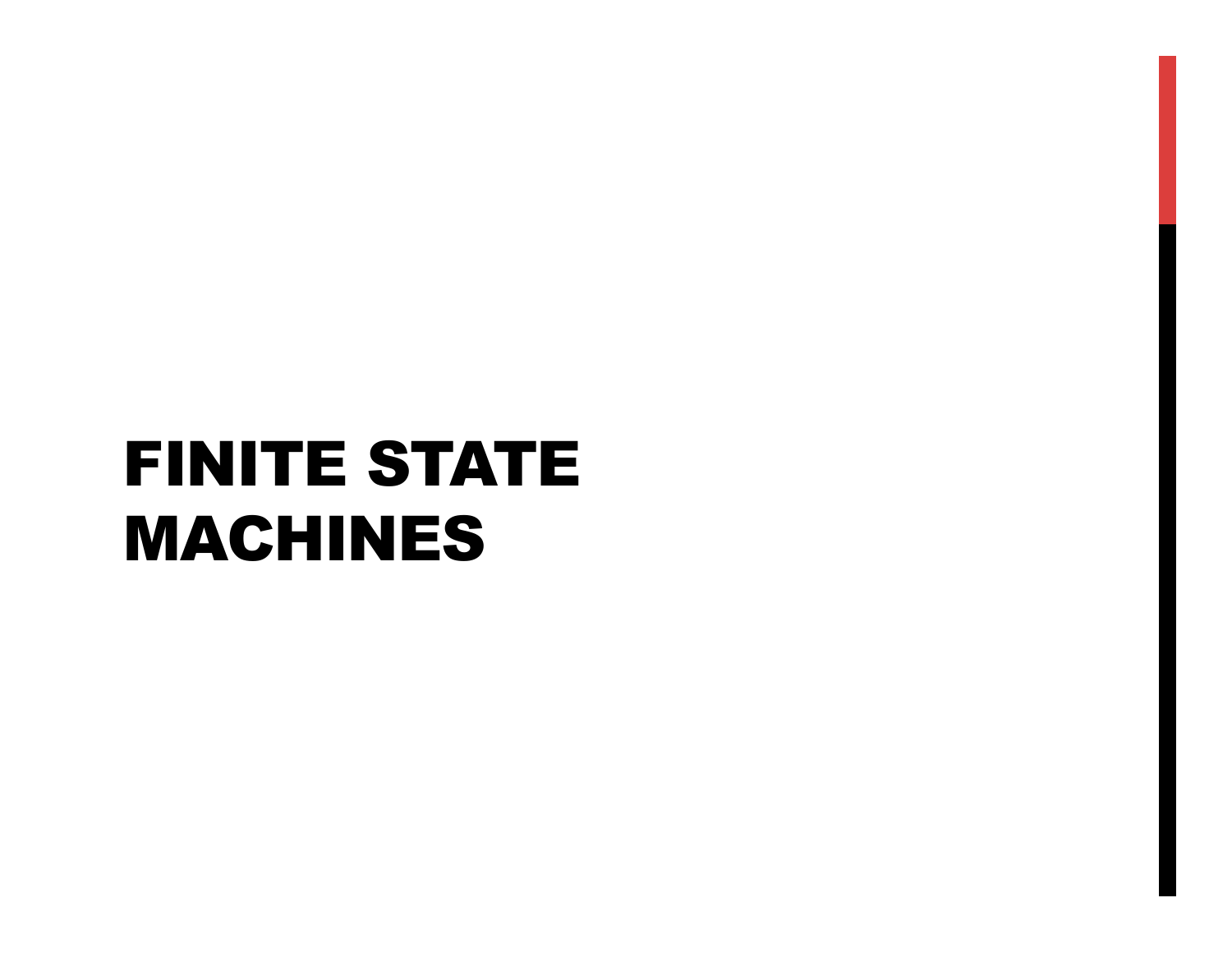# FINITE STATE MACHINES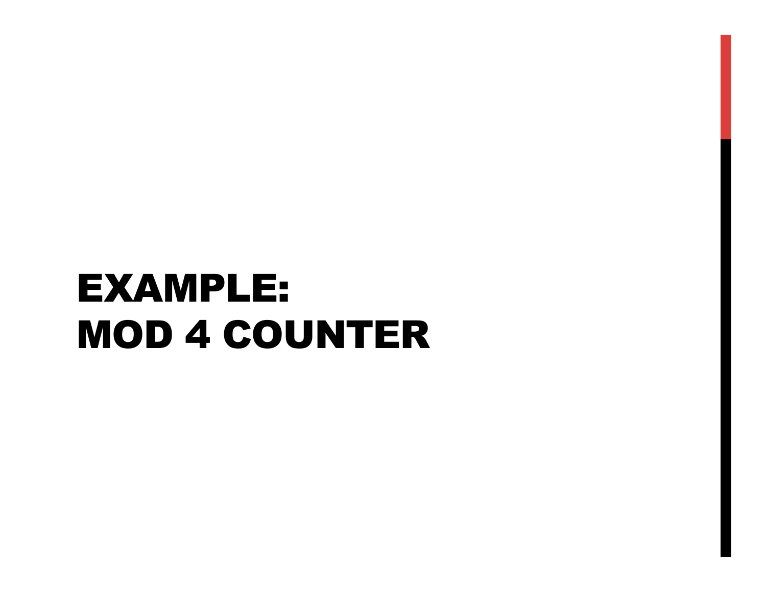# EXAMPLE:
# MOD 4 COUNTER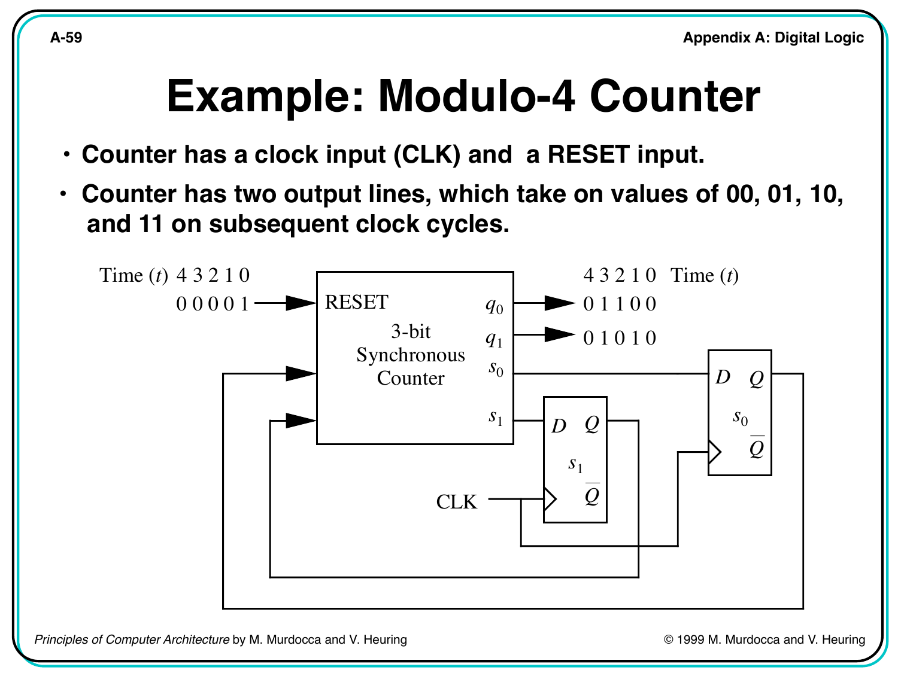# Example: Modulo-4 Counter

- **Counter has a clock input (CLK) and a RESET input.**
- **Counter has two output lines, which take on values of 00, 01, 10, and 11 on subsequent clock cycles.**

Time ($t$) 4 3 2 1 0

0 0 0 0 1 → RESET

3-bit Synchronous Counter

$q_0$ → 0 1 1 0 0

$q_1$ → 0 1 0 1 0

4 3 2 1 0 Time ($t$)

$s_0$, $s_1$, D, Q, $\overline{Q}$, CLK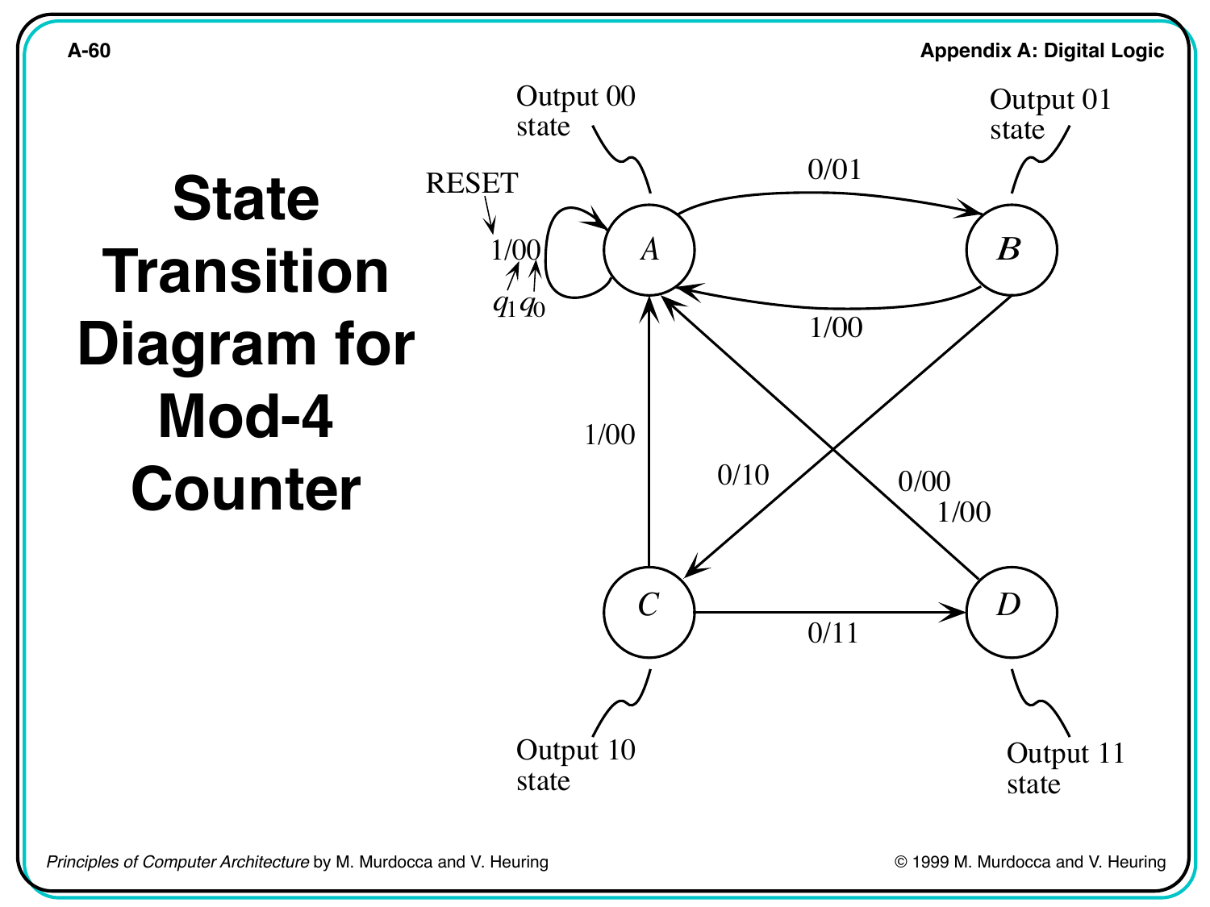# State Transition Diagram for Mod-4 Counter

RESET

1/00

$q_1$ $q_0$

Output 00 state

Output 01 state

Output 10 state

Output 11 state

A → B: 0/01

B → A: 1/00

B → C: 0/10

C → A: 1/00

C → D: 0/11

D → A: 0/00, 1/00

A → A: 1/00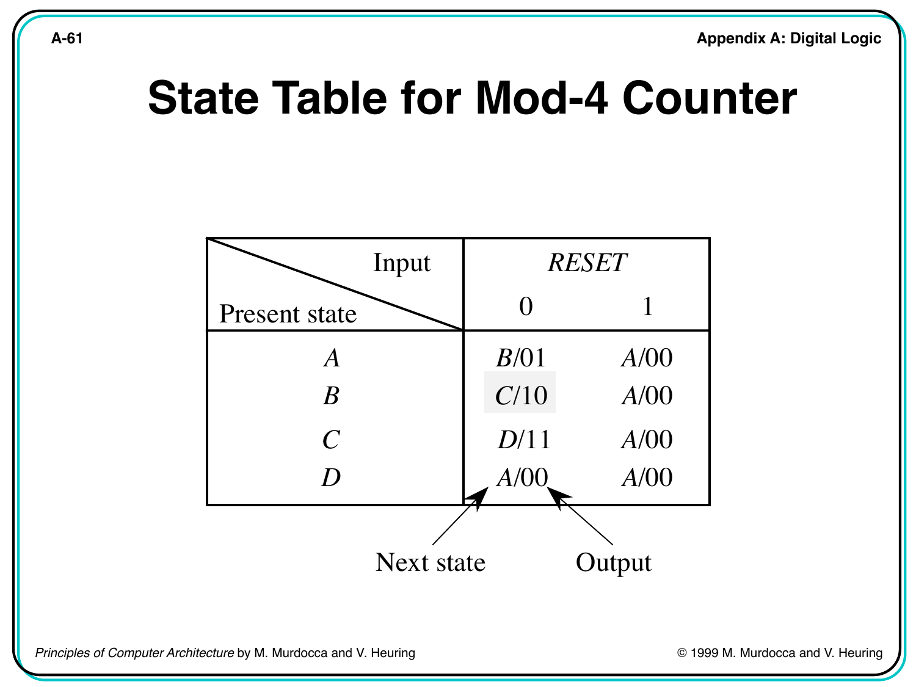# State Table for Mod-4 Counter

| Present state \ Input | *RESET* 0 | *RESET* 1 |
|---|---|---|
| *A* | *B*/01 | *A*/00 |
| *B* | *C*/10 | *A*/00 |
| *C* | *D*/11 | *A*/00 |
| *D* | *A*/00 | *A*/00 |

Next state &nbsp;&nbsp;&nbsp;&nbsp; Output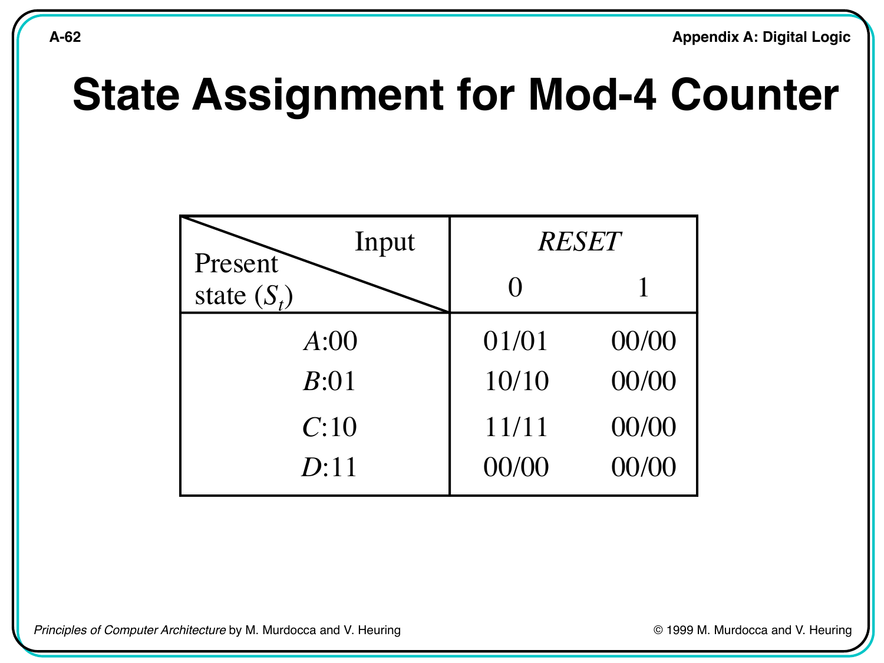# State Assignment for Mod-4 Counter

| Present state ($S_t$) \ Input | *RESET* 0 | *RESET* 1 |
|---|---|---|
| *A*:00 | 01/01 | 00/00 |
| *B*:01 | 10/10 | 00/00 |
| *C*:10 | 11/11 | 00/00 |
| *D*:11 | 00/00 | 00/00 |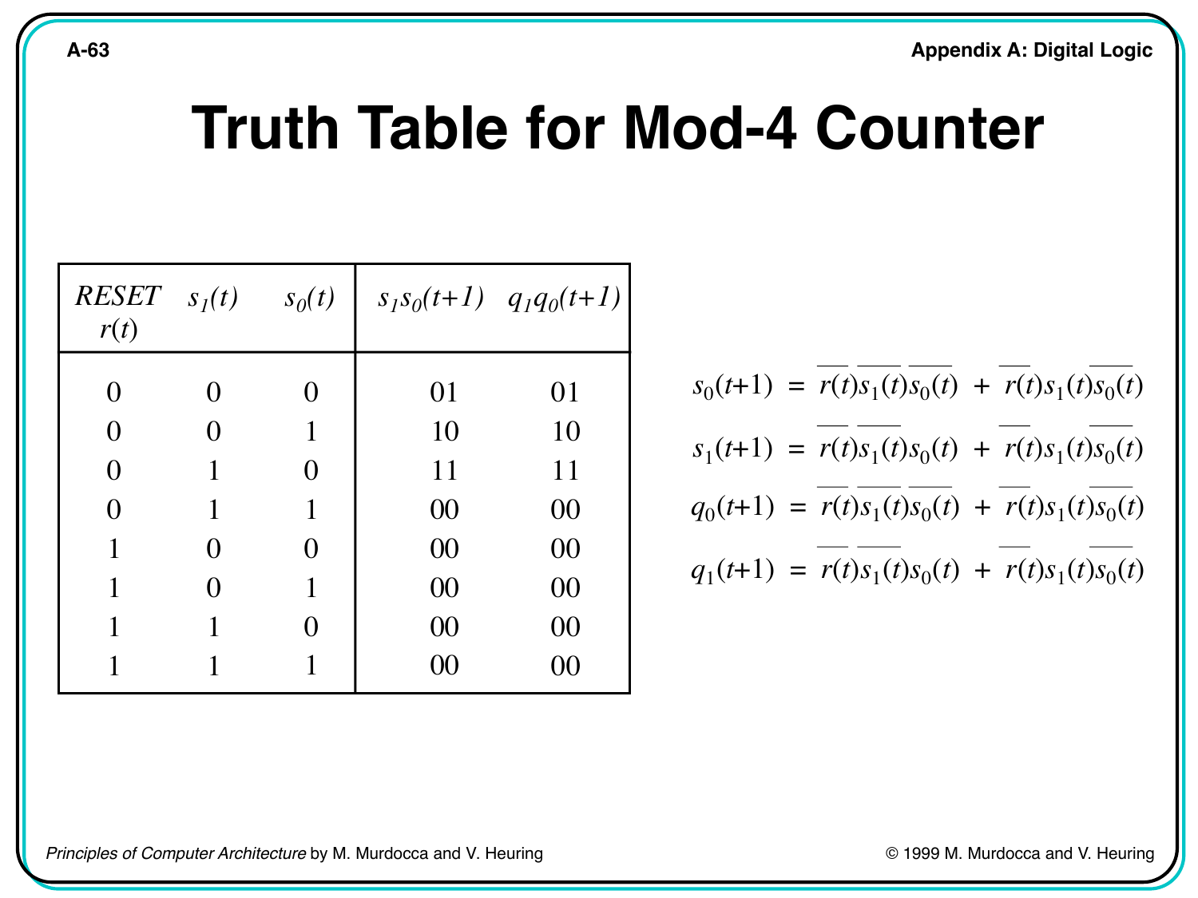# Truth Table for Mod-4 Counter

| RESET $r(t)$ | $s_1(t)$ | $s_0(t)$ | $s_1s_0(t+1)$ | $q_1q_0(t+1)$ |
|---|---|---|---|---|
| 0 | 0 | 0 | 01 | 01 |
| 0 | 0 | 1 | 10 | 10 |
| 0 | 1 | 0 | 11 | 11 |
| 0 | 1 | 1 | 00 | 00 |
| 1 | 0 | 0 | 00 | 00 |
| 1 | 0 | 1 | 00 | 00 |
| 1 | 1 | 0 | 00 | 00 |
| 1 | 1 | 1 | 00 | 00 |

$$s_0(t+1) = \overline{r(t)}\,\overline{s_1(t)}\,\overline{s_0(t)} + \overline{r(t)}\,s_1(t)\,\overline{s_0(t)}$$

$$s_1(t+1) = \overline{r(t)}\,\overline{s_1(t)}\,s_0(t) + \overline{r(t)}\,s_1(t)\,\overline{s_0(t)}$$

$$q_0(t+1) = \overline{r(t)}\,\overline{s_1(t)}\,\overline{s_0(t)} + \overline{r(t)}\,s_1(t)\,\overline{s_0(t)}$$

$$q_1(t+1) = \overline{r(t)}\,\overline{s_1(t)}\,s_0(t) + \overline{r(t)}\,s_1(t)\,\overline{s_0(t)}$$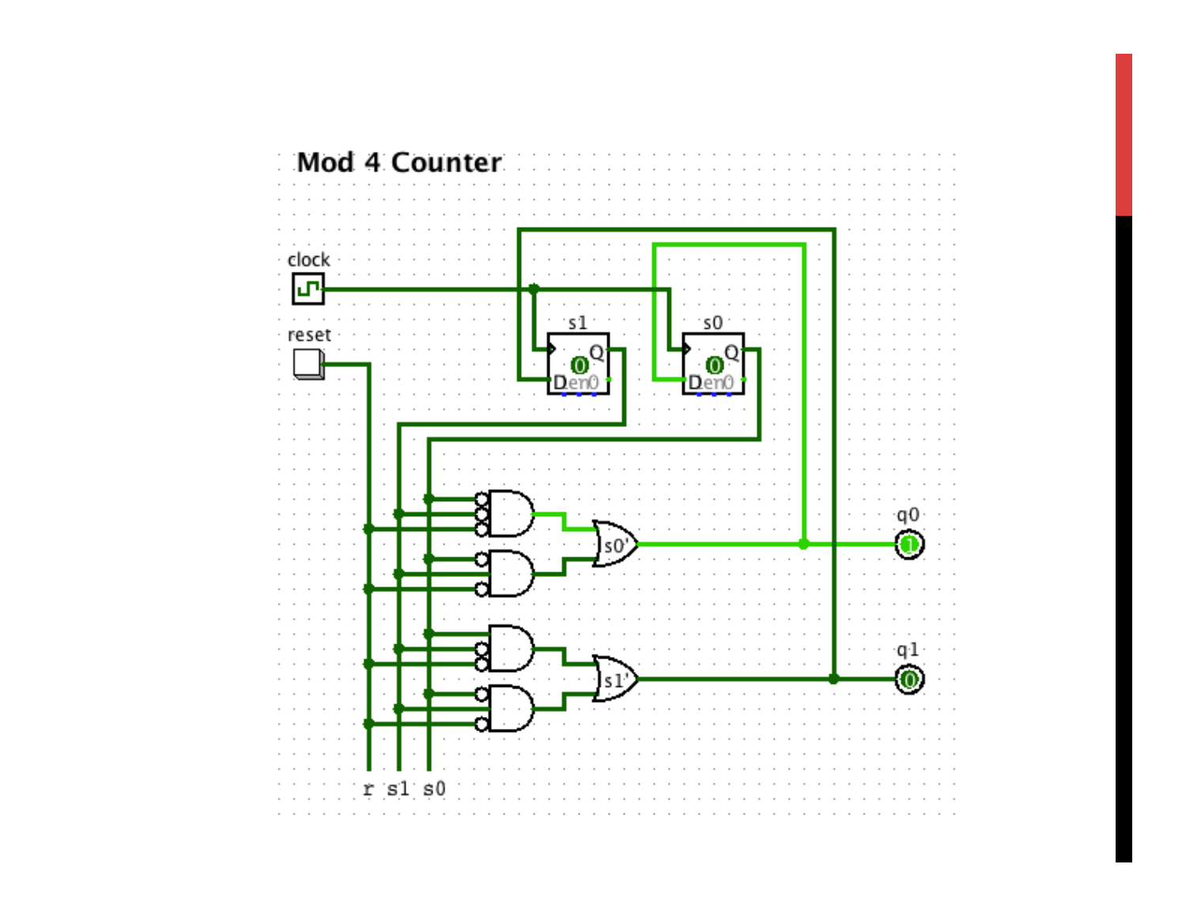# Mod 4 Counter

clock

reset

s1

s0

D en 0 Q

s0'

s1'

q0

q1

r s1 s0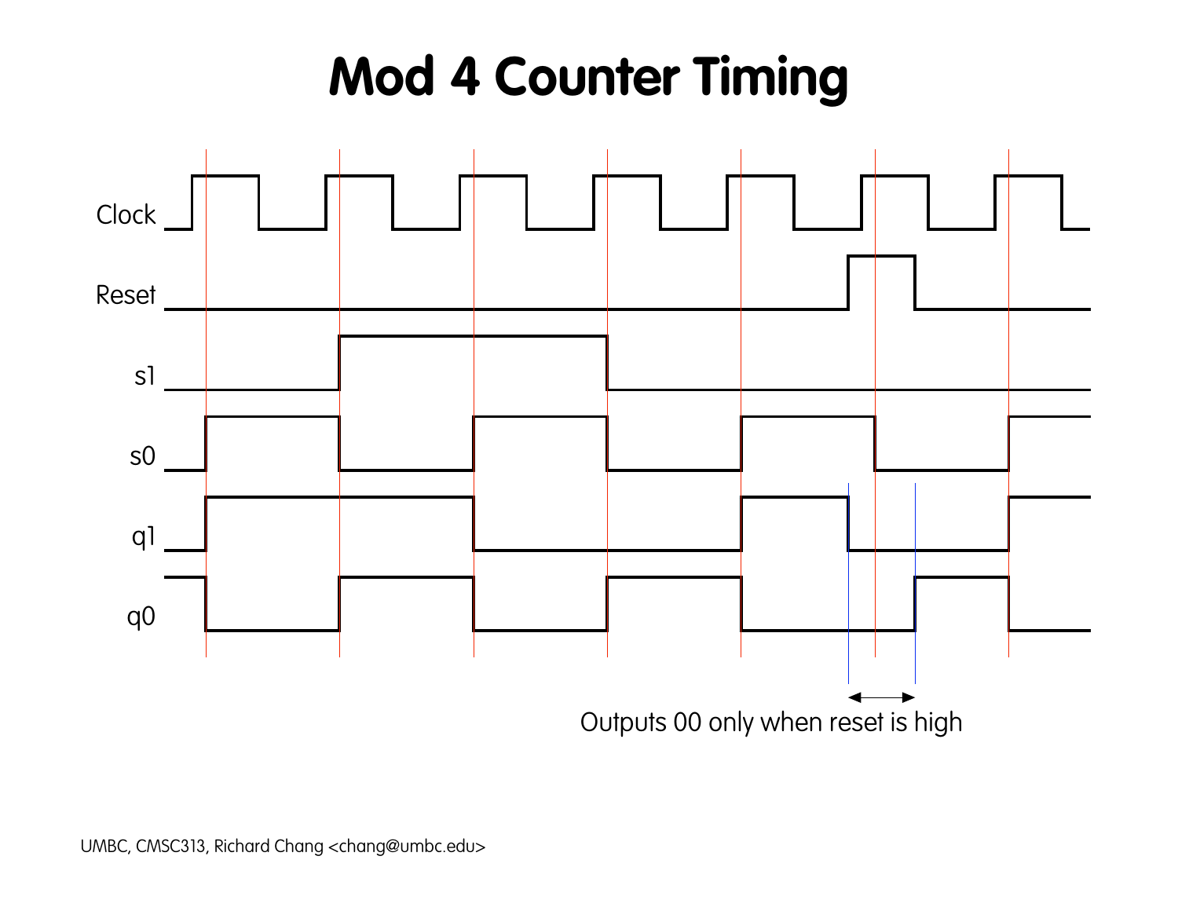# Mod 4 Counter Timing

Clock

Reset

s1

s0

q1

q0

Outputs 00 only when reset is high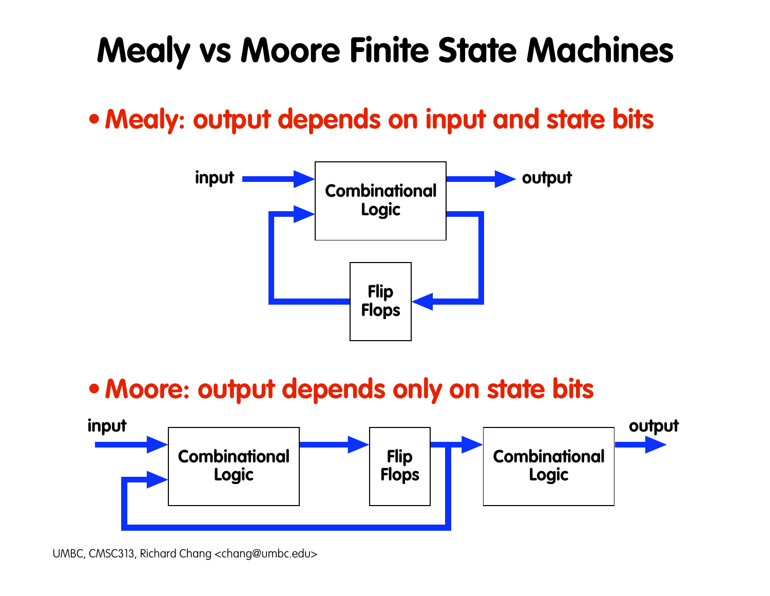# Mealy vs Moore Finite State Machines

- **Mealy: output depends on input and state bits**

input → Combinational Logic → output

Combinational Logic → Flip Flops → Combinational Logic

- **Moore: output depends only on state bits**

input → Combinational Logic → Flip Flops → Combinational Logic → output

Flip Flops → Combinational Logic (first)

UMBC, CMSC313, Richard Chang <chang@umbc.edu>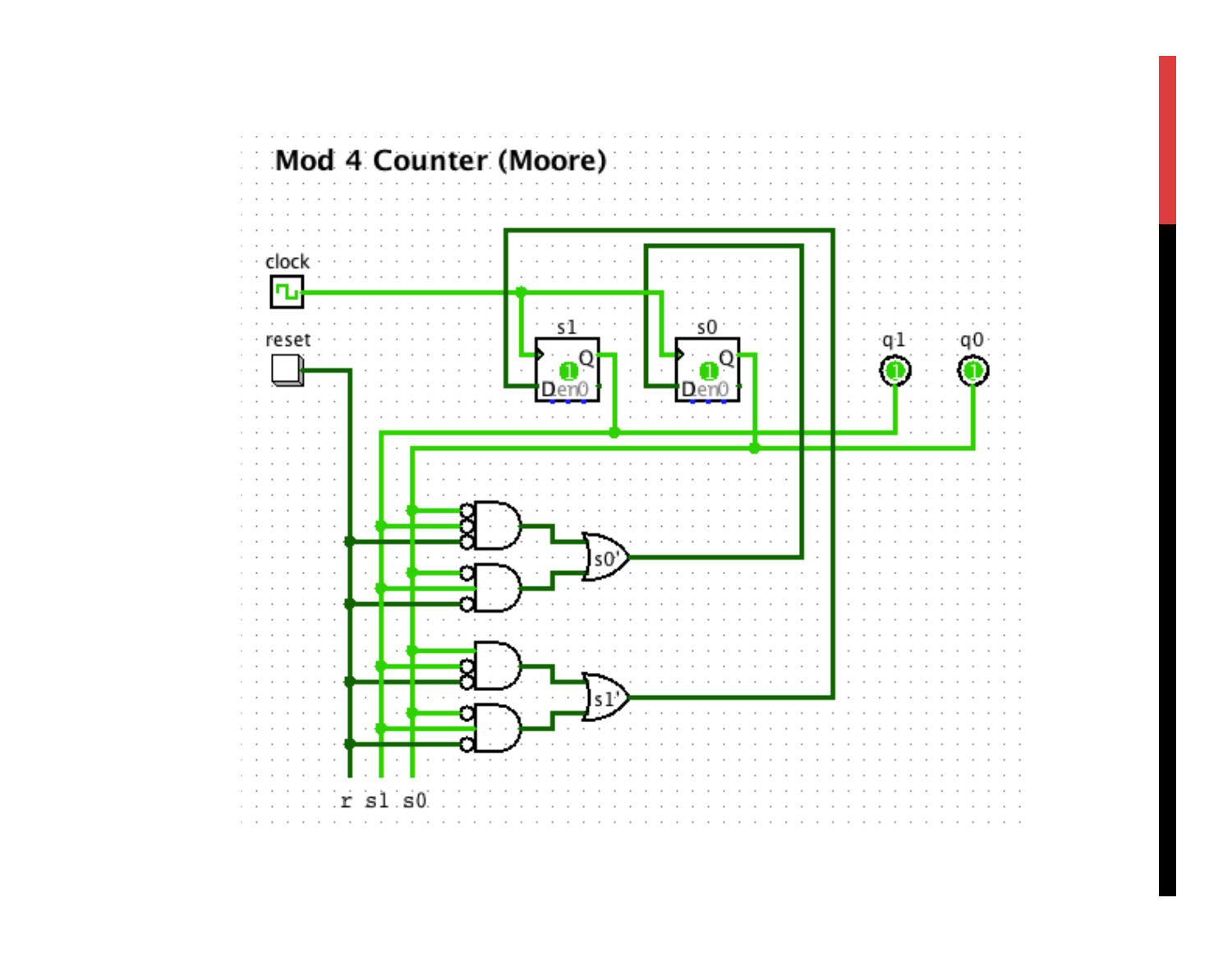# Mod 4 Counter (Moore)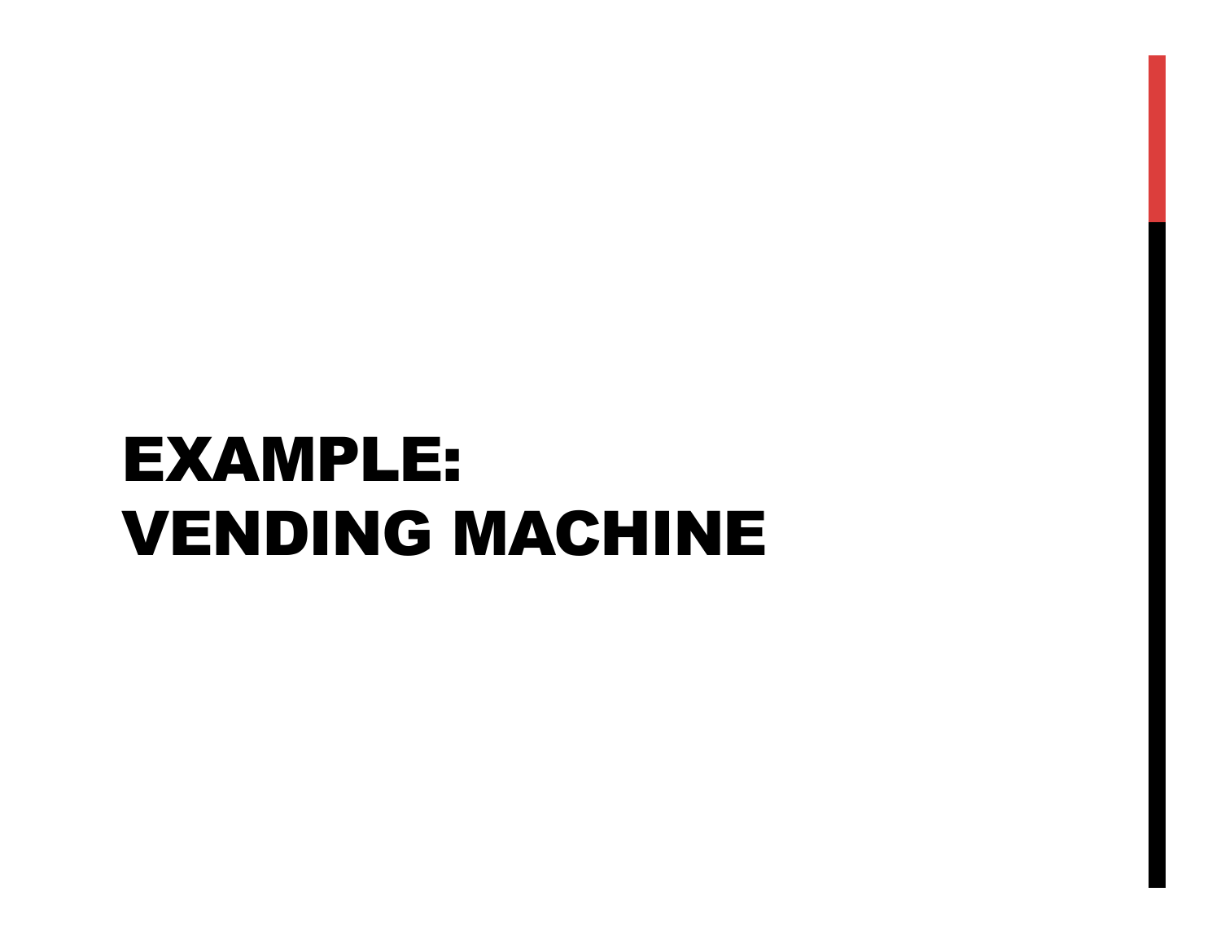# EXAMPLE: VENDING MACHINE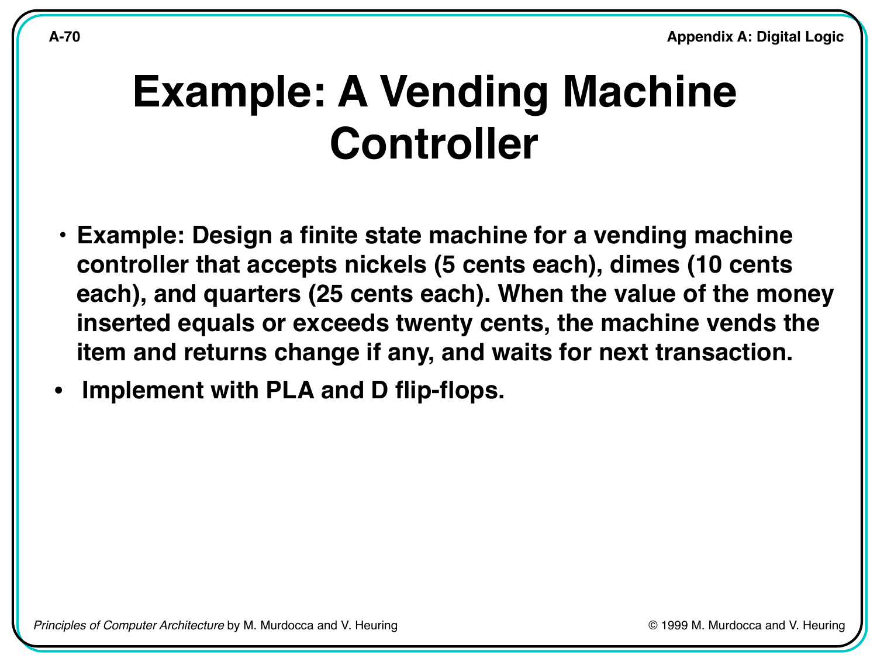# Example: A Vending Machine Controller

- **Example: Design a finite state machine for a vending machine controller that accepts nickels (5 cents each), dimes (10 cents each), and quarters (25 cents each). When the value of the money inserted equals or exceeds twenty cents, the machine vends the item and returns change if any, and waits for next transaction.**
- **Implement with PLA and D flip-flops.**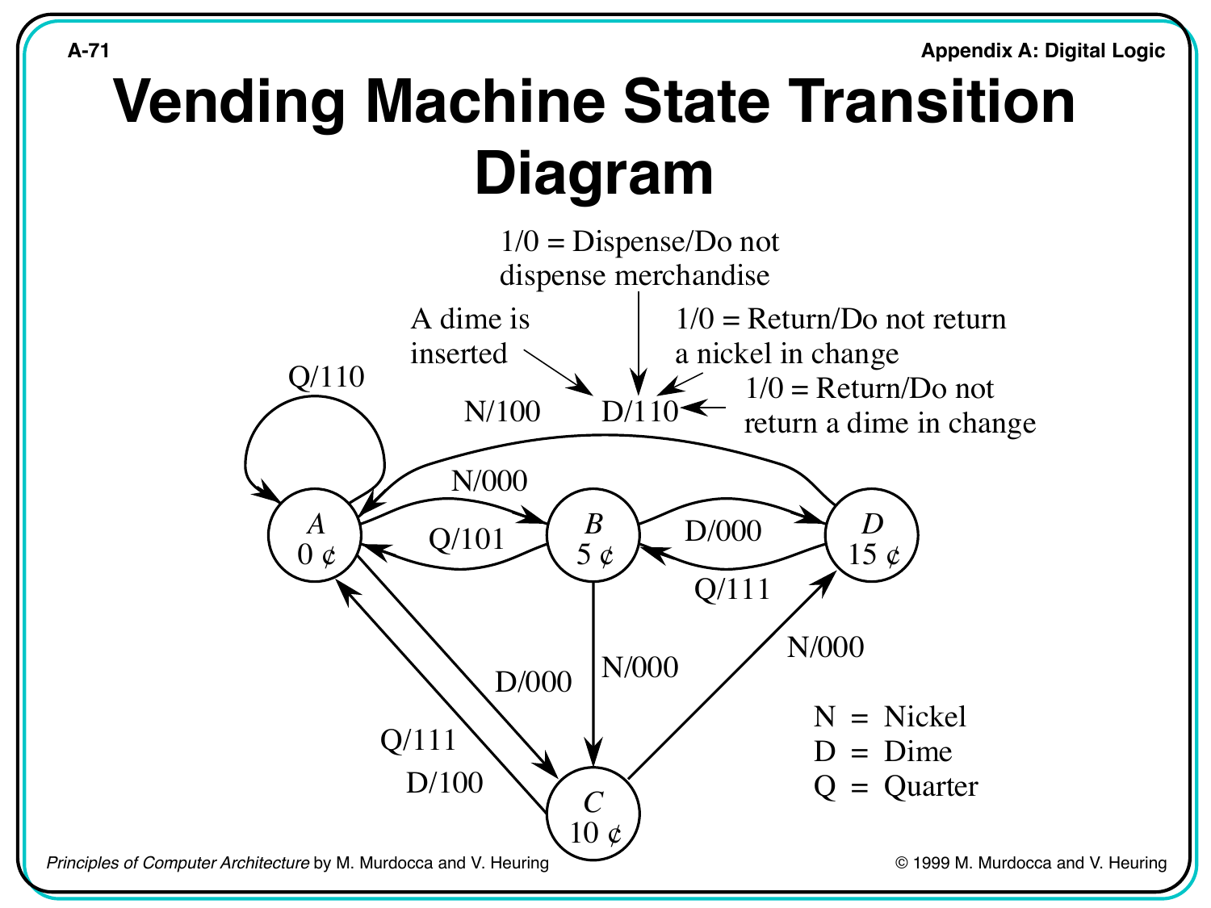# Vending Machine State Transition Diagram

1/0 = Dispense/Do not dispense merchandise

A dime is inserted

1/0 = Return/Do not return a nickel in change

1/0 = Return/Do not return a dime in change

D/110

Q/110

N/100

N/000

Q/101

D/000

Q/111

*A* 0 ¢

*B* 5 ¢

*D* 15 ¢

*C* 10 ¢

D/000

N/000

N/000

Q/111

D/100

N = Nickel
D = Dime
Q = Quarter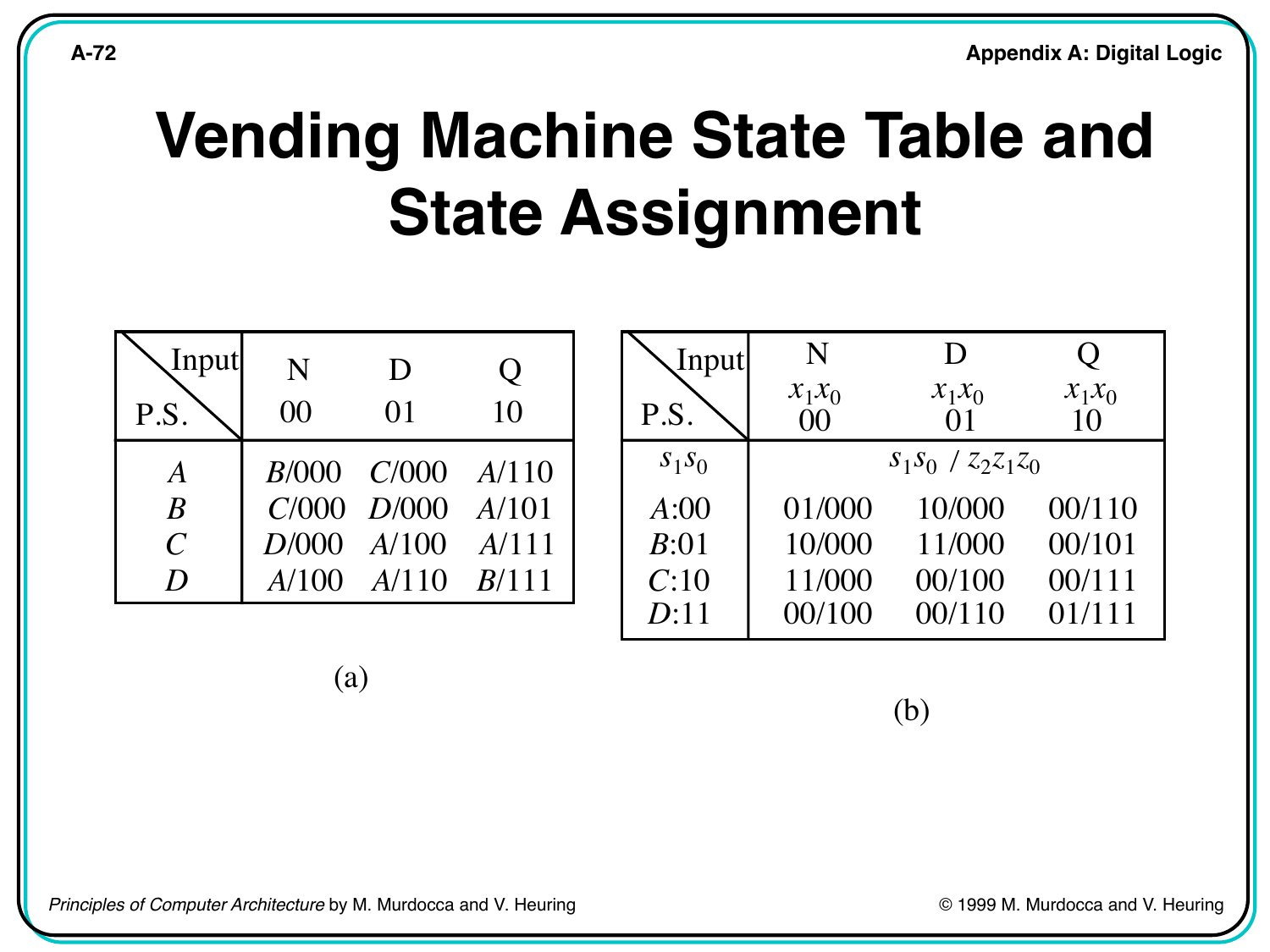# Vending Machine State Table and State Assignment

| P.S. \ Input | N<br>00 | D<br>01 | Q<br>10 |
|---|---|---|---|
| *A* | *B*/000 | *C*/000 | *A*/110 |
| *B* | *C*/000 | *D*/000 | *A*/101 |
| *C* | *D*/000 | *A*/100 | *A*/111 |
| *D* | *A*/100 | *A*/110 | *B*/111 |

(a)

| P.S. \ Input | N<br>$x_1x_0$<br>00 | D<br>$x_1x_0$<br>01 | Q<br>$x_1x_0$<br>10 |
|---|---|---|---|
| $s_1s_0$ | $s_1s_0$ / $z_2z_1z_0$ | | |
| *A*:00 | 01/000 | 10/000 | 00/110 |
| *B*:01 | 10/000 | 11/000 | 00/101 |
| *C*:10 | 11/000 | 00/100 | 00/111 |
| *D*:11 | 00/100 | 00/110 | 01/111 |

(b)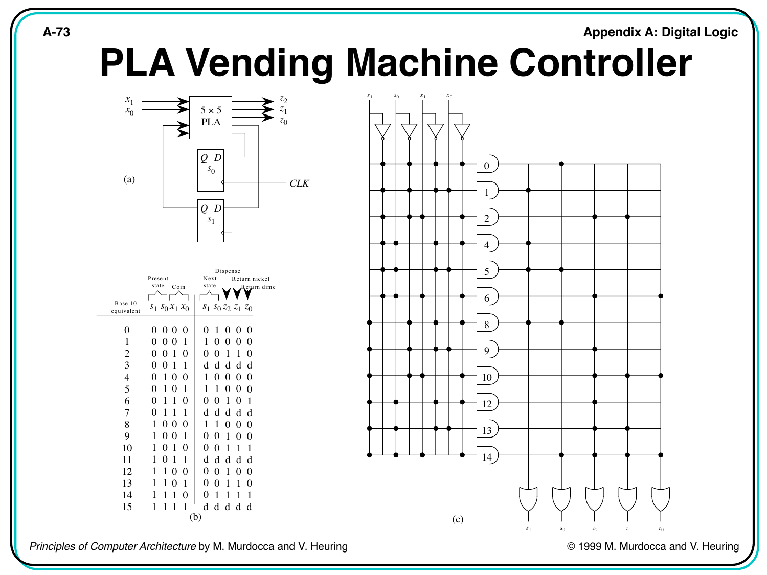# PLA Vending Machine Controller

(a)

| Base 10 equivalent | Present state $s_1$ | $s_0$ | Coin $x_1$ | $x_0$ | Next state $s_1$ | $s_0$ | Dispense $z_2$ | Return nickel $z_1$ | Return dime $z_0$ |
|---|---|---|---|---|---|---|---|---|---|
| 0 | 0 | 0 | 0 | 0 | 0 | 1 | 0 | 0 | 0 |
| 1 | 0 | 0 | 0 | 1 | 1 | 0 | 0 | 0 | 0 |
| 2 | 0 | 0 | 1 | 0 | 0 | 0 | 1 | 1 | 0 |
| 3 | 0 | 0 | 1 | 1 | d | d | d | d | d |
| 4 | 0 | 1 | 0 | 0 | 1 | 0 | 0 | 0 | 0 |
| 5 | 0 | 1 | 0 | 1 | 1 | 1 | 0 | 0 | 0 |
| 6 | 0 | 1 | 1 | 0 | 0 | 0 | 1 | 0 | 1 |
| 7 | 0 | 1 | 1 | 1 | d | d | d | d | d |
| 8 | 1 | 0 | 0 | 0 | 1 | 1 | 0 | 0 | 0 |
| 9 | 1 | 0 | 0 | 1 | 0 | 0 | 1 | 0 | 0 |
| 10 | 1 | 0 | 1 | 0 | 0 | 0 | 1 | 1 | 1 |
| 11 | 1 | 0 | 1 | 1 | d | d | d | d | d |
| 12 | 1 | 1 | 0 | 0 | 0 | 0 | 1 | 0 | 0 |
| 13 | 1 | 1 | 0 | 1 | 0 | 0 | 1 | 1 | 0 |
| 14 | 1 | 1 | 1 | 0 | 0 | 1 | 1 | 1 | 1 |
| 15 | 1 | 1 | 1 | 1 | d | d | d | d | d |

(b)

(c)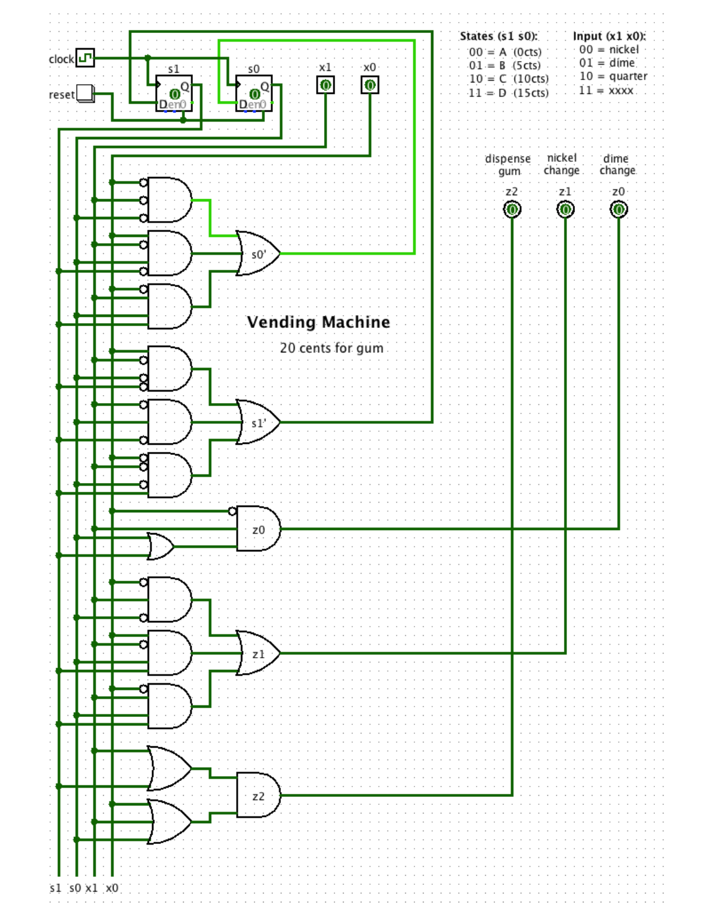States (s1 s0):

00 = A (0cts)
01 = B (5cts)
10 = C (10cts)
11 = D (15cts)

Input (x1 x0):

00 = nickel
01 = dime
10 = quarter
11 = xxxx

clock

reset

s1 s0 x1 x0

dispense gum z2

nickel change z1

dime change z0

**Vending Machine**

20 cents for gum

s0'

s1'

z0

z1

z2

s1 s0 x1 x0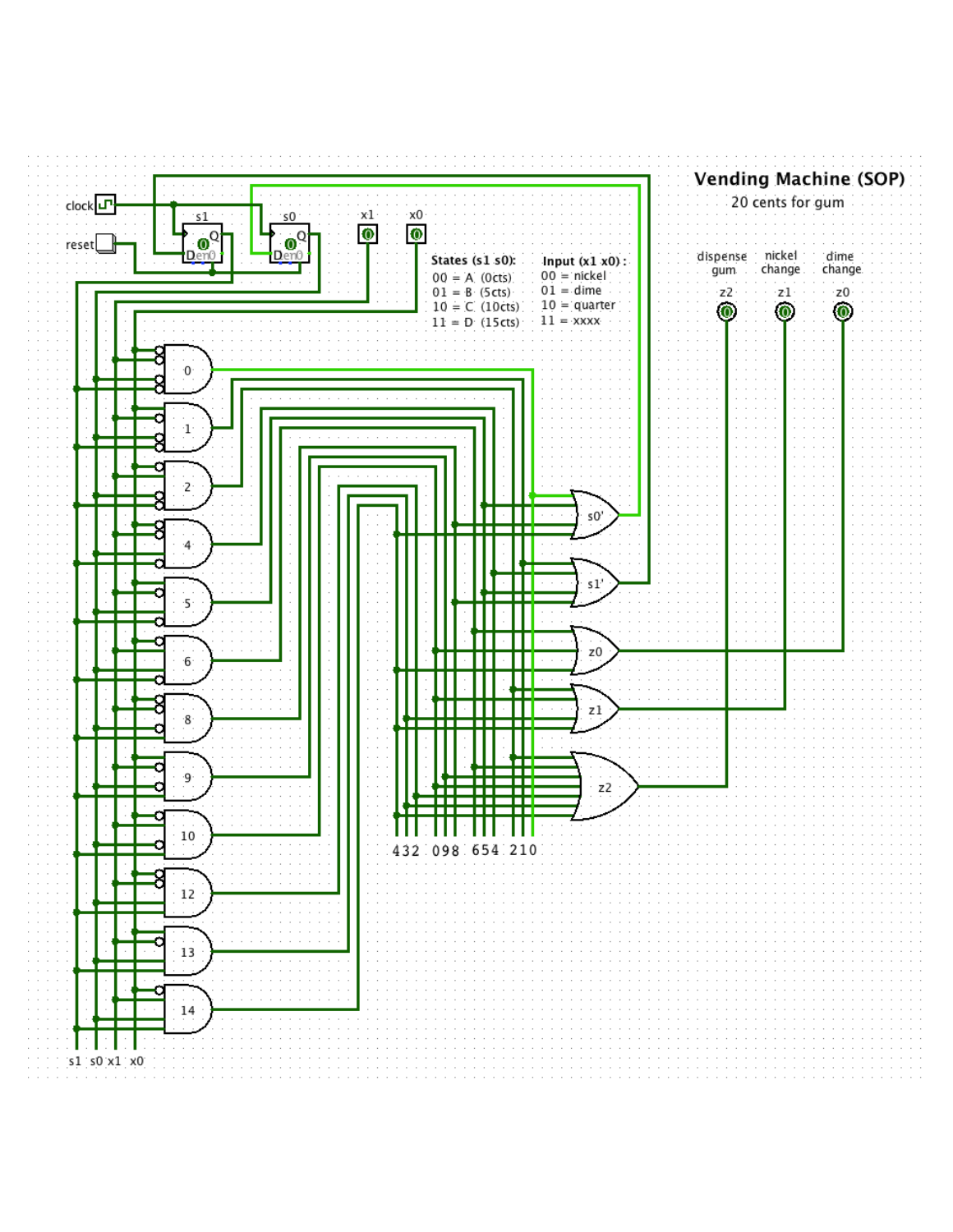# Vending Machine (SOP)

20 cents for gum

States (s1 s0):
00 = A (0cts)
01 = B (5cts)
10 = C (10cts)
11 = D (15cts)

Input (x1 x0):
00 = nickel
01 = dime
10 = quarter
11 = xxxx

dispense gum z2

nickel change z1

dime change z0

clock

reset

s1 s0 x1 x0

s0'

s1'

z0

z1

z2

432 098 654 210

0 1 2 4 5 6 8 9 10 12 13 14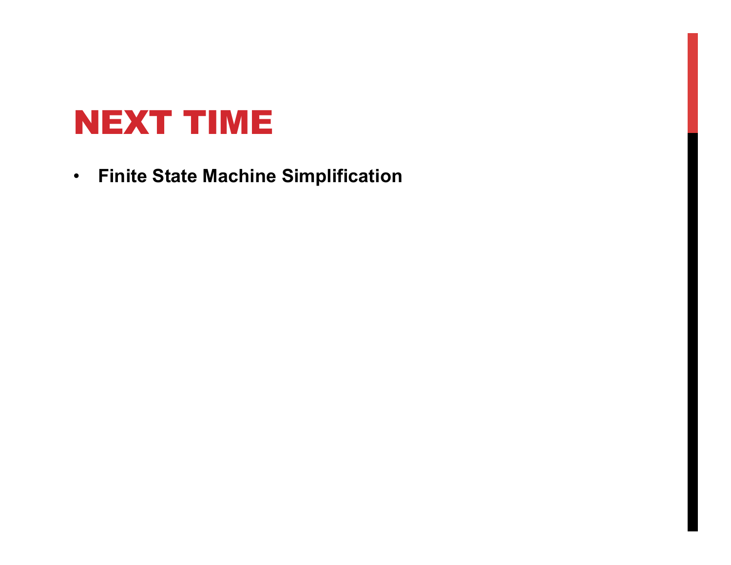# NEXT TIME

- **Finite State Machine Simplification**